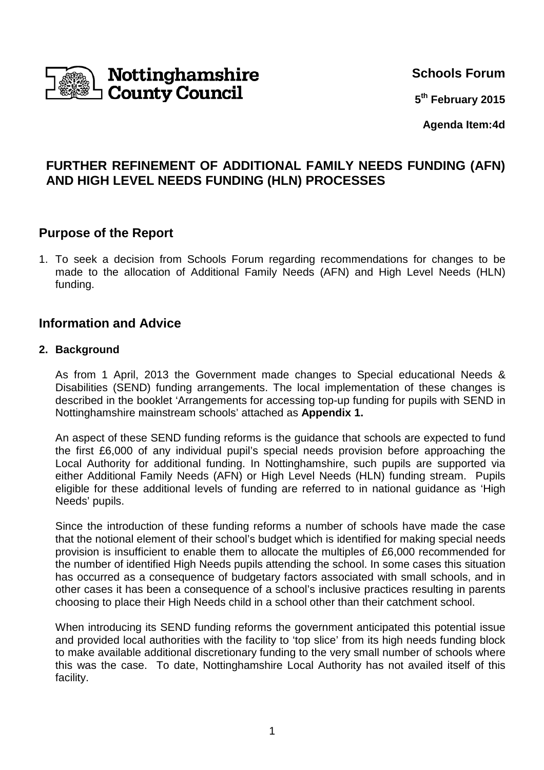Nottinghamshire County Council

**Schools Forum**

**5th February 2015**

**Agenda Item:4d**

# FURTHER REFINEMENT OF ADDITIONAL FAMILY NEEDS FUNDING (AFN) AND HIGH LEVEL NEEDS FUNDING (HLN) PROCESSES

## Purpose of the Report

1. To seek a decision from Schools Forum regarding recommendations for changes to be made to the allocation of Additional Family Needs (AFN) and High Level Needs (HLN) funding.

## Information and Advice

### 2. Background

As from 1 April, 2013 the Government made changes to Special educational Needs & Disabilities (SEND) funding arrangements. The local implementation of these changes is described in the booklet 'Arrangements for accessing top-up funding for pupils with SEND in Nottinghamshire mainstream schools' attached as **Appendix 1.**

An aspect of these SEND funding reforms is the guidance that schools are expected to fund the first £6,000 of any individual pupil's special needs provision before approaching the Local Authority for additional funding. In Nottinghamshire, such pupils are supported via either Additional Family Needs (AFN) or High Level Needs (HLN) funding stream. Pupils eligible for these additional levels of funding are referred to in national guidance as 'High Needs' pupils.

Since the introduction of these funding reforms a number of schools have made the case that the notional element of their school's budget which is identified for making special needs provision is insufficient to enable them to allocate the multiples of £6,000 recommended for the number of identified High Needs pupils attending the school. In some cases this situation has occurred as a consequence of budgetary factors associated with small schools, and in other cases it has been a consequence of a school's inclusive practices resulting in parents choosing to place their High Needs child in a school other than their catchment school.

When introducing its SEND funding reforms the government anticipated this potential issue and provided local authorities with the facility to 'top slice' from its high needs funding block to make available additional discretionary funding to the very small number of schools where this was the case. To date, Nottinghamshire Local Authority has not availed itself of this facility.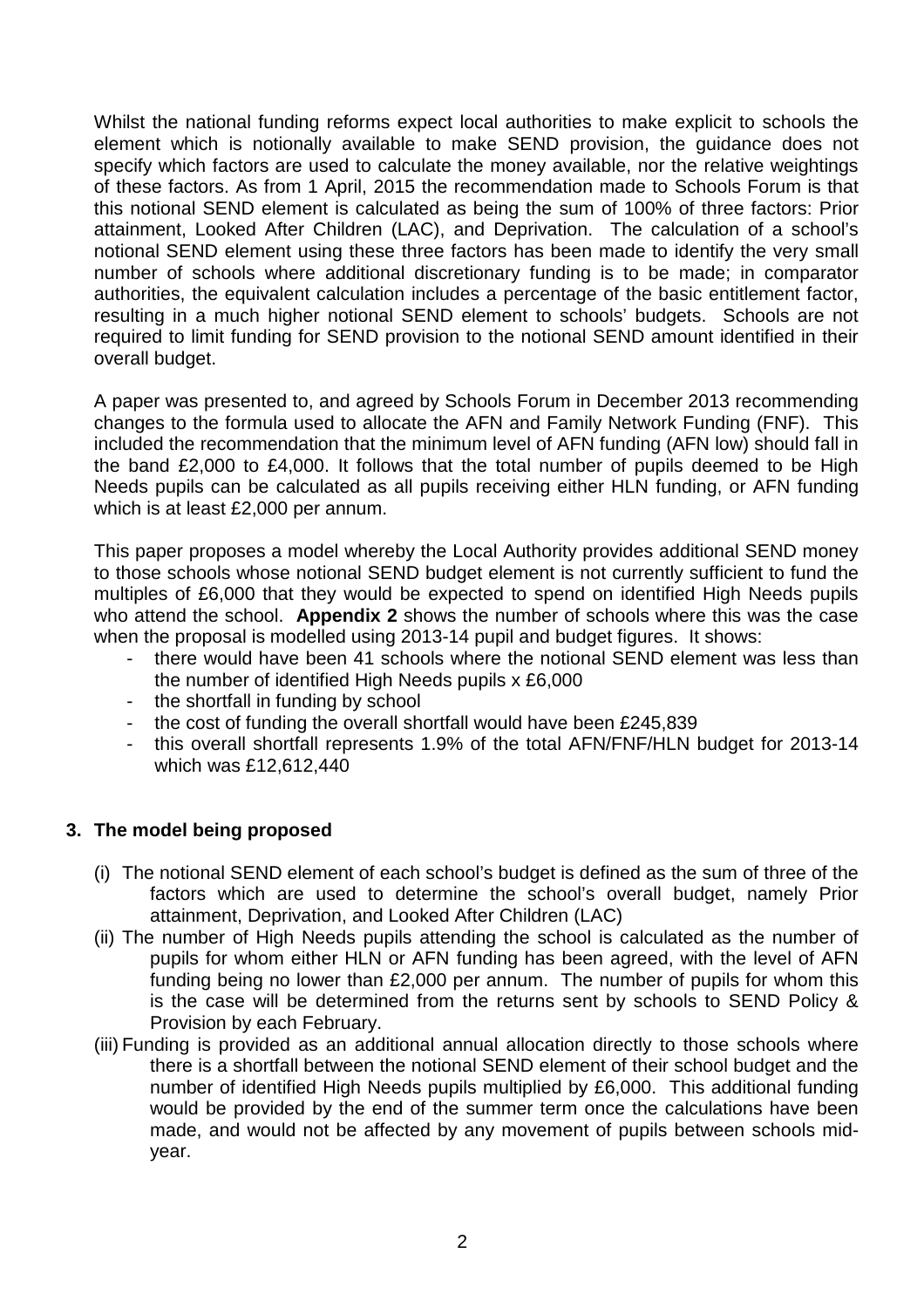Whilst the national funding reforms expect local authorities to make explicit to schools the element which is notionally available to make SEND provision, the guidance does not specify which factors are used to calculate the money available, nor the relative weightings of these factors. As from 1 April, 2015 the recommendation made to Schools Forum is that this notional SEND element is calculated as being the sum of 100% of three factors: Prior attainment, Looked After Children (LAC), and Deprivation. The calculation of a school's notional SEND element using these three factors has been made to identify the very small number of schools where additional discretionary funding is to be made; in comparator authorities, the equivalent calculation includes a percentage of the basic entitlement factor, resulting in a much higher notional SEND element to schools' budgets. Schools are not required to limit funding for SEND provision to the notional SEND amount identified in their overall budget.

A paper was presented to, and agreed by Schools Forum in December 2013 recommending changes to the formula used to allocate the AFN and Family Network Funding (FNF). This included the recommendation that the minimum level of AFN funding (AFN low) should fall in the band £2,000 to £4,000. It follows that the total number of pupils deemed to be High Needs pupils can be calculated as all pupils receiving either HLN funding, or AFN funding which is at least £2,000 per annum.

This paper proposes a model whereby the Local Authority provides additional SEND money to those schools whose notional SEND budget element is not currently sufficient to fund the multiples of £6,000 that they would be expected to spend on identified High Needs pupils who attend the school. **Appendix 2** shows the number of schools where this was the case when the proposal is modelled using 2013-14 pupil and budget figures. It shows:

- there would have been 41 schools where the notional SEND element was less than the number of identified High Needs pupils x £6,000
- the shortfall in funding by school
- the cost of funding the overall shortfall would have been £245,839
- this overall shortfall represents 1.9% of the total AFN/FNF/HLN budget for 2013-14 which was £12,612,440

## 3. The model being proposed

(i) The notional SEND element of each school's budget is defined as the sum of three of the factors which are used to determine the school's overall budget, namely Prior attainment, Deprivation, and Looked After Children (LAC)

(ii) The number of High Needs pupils attending the school is calculated as the number of pupils for whom either HLN or AFN funding has been agreed, with the level of AFN funding being no lower than £2,000 per annum. The number of pupils for whom this is the case will be determined from the returns sent by schools to SEND Policy & Provision by each February.

(iii) Funding is provided as an additional annual allocation directly to those schools where there is a shortfall between the notional SEND element of their school budget and the number of identified High Needs pupils multiplied by £6,000. This additional funding would be provided by the end of the summer term once the calculations have been made, and would not be affected by any movement of pupils between schools mid-year.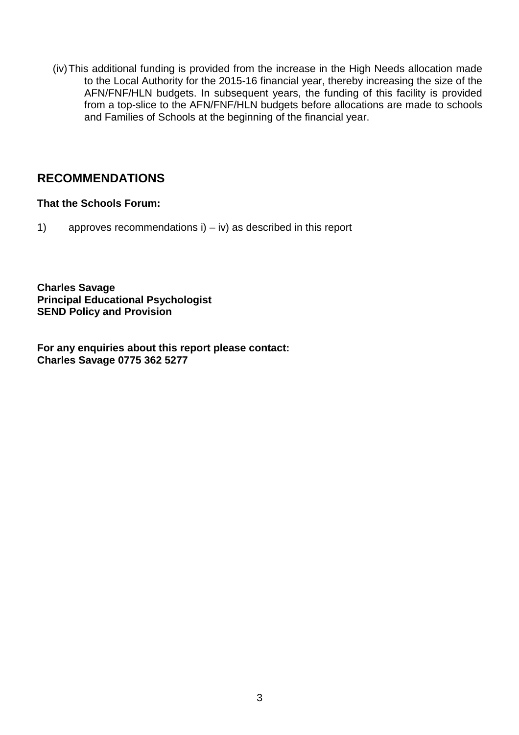(iv) This additional funding is provided from the increase in the High Needs allocation made to the Local Authority for the 2015-16 financial year, thereby increasing the size of the AFN/FNF/HLN budgets. In subsequent years, the funding of this facility is provided from a top-slice to the AFN/FNF/HLN budgets before allocations are made to schools and Families of Schools at the beginning of the financial year.

## RECOMMENDATIONS

**That the Schools Forum:**

1) approves recommendations i) – iv) as described in this report

**Charles Savage**
**Principal Educational Psychologist**
**SEND Policy and Provision**

**For any enquiries about this report please contact:**
**Charles Savage 0775 362 5277**